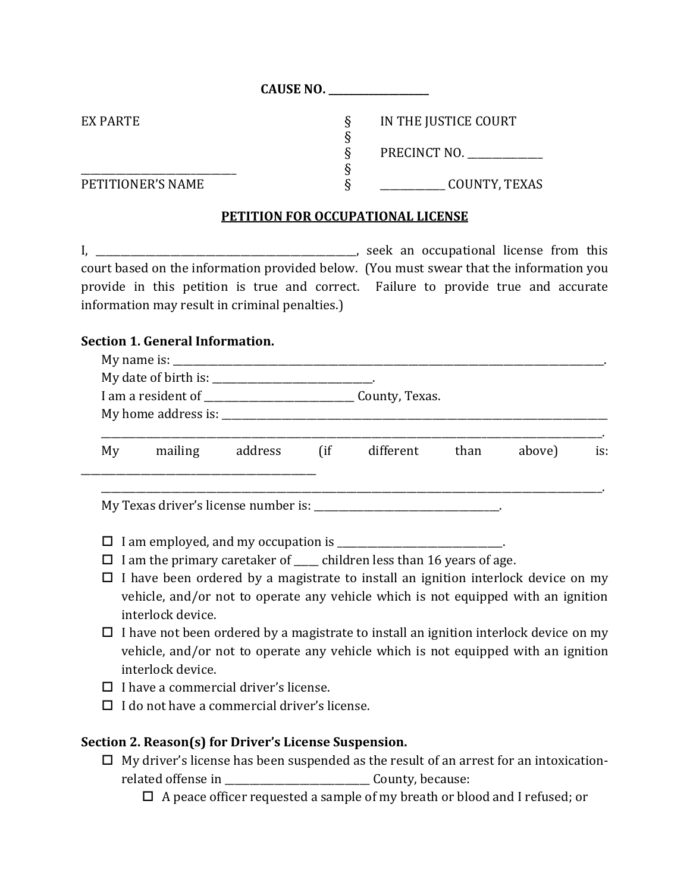**CAUSE NO. \_\_\_\_\_\_\_\_\_\_\_\_\_\_\_\_\_\_\_\_**

| | | |
|---|---|---|
| EX PARTE | § | IN THE JUSTICE COURT |
| | § | |
| | § | PRECINCT NO. \_\_\_\_\_\_\_\_\_\_\_\_\_\_\_ |
| \_\_\_\_\_\_\_\_\_\_\_\_\_\_\_\_\_\_\_\_\_\_\_\_\_\_\_\_\_\_ | § | |
| PETITIONER'S NAME | § | \_\_\_\_\_\_\_\_\_\_\_\_\_ COUNTY, TEXAS |

**PETITION FOR OCCUPATIONAL LICENSE**

I, \_\_\_\_\_\_\_\_\_\_\_\_\_\_\_\_\_\_\_\_\_\_\_\_\_\_\_\_\_\_\_\_\_\_\_\_\_\_\_\_\_\_\_\_\_\_\_\_\_\_\_\_, seek an occupational license from this court based on the information provided below. (You must swear that the information you provide in this petition is true and correct. Failure to provide true and accurate information may result in criminal penalties.)

**Section 1. General Information.**

My name is: \_\_\_\_\_\_\_\_\_\_\_\_\_\_\_\_\_\_\_\_\_\_\_\_\_\_\_\_\_\_\_\_\_\_\_\_\_\_\_\_\_\_\_\_\_\_\_\_\_\_\_\_\_\_\_\_\_\_\_\_\_\_\_\_\_\_\_\_\_\_\_\_\_\_\_\_\_\_\_\_\_\_\_\_\_\_\_\_\_\_.

My date of birth is: \_\_\_\_\_\_\_\_\_\_\_\_\_\_\_\_\_\_\_\_\_\_\_\_\_\_\_\_\_\_\_\_.

I am a resident of \_\_\_\_\_\_\_\_\_\_\_\_\_\_\_\_\_\_\_\_\_\_\_\_\_\_\_\_\_\_ County, Texas.

My home address is: \_\_\_\_\_\_\_\_\_\_\_\_\_\_\_\_\_\_\_\_\_\_\_\_\_\_\_\_\_\_\_\_\_\_\_\_\_\_\_\_\_\_\_\_\_\_\_\_\_\_\_\_\_\_\_\_\_\_\_\_\_\_\_\_\_\_\_\_\_\_\_\_\_\_\_\_\_\_\_\_\_\_\_\_\_\_\_\_\_\_\_\_\_\_\_\_\_\_\_\_\_\_\_\_\_\_\_\_\_\_\_\_\_\_\_\_\_\_\_\_\_\_\_\_\_\_\_\_\_\_\_\_\_\_\_\_\_\_\_\_\_\_\_\_\_\_\_\_\_\_\_\_\_\_\_\_.

My mailing address (if different than above) is: \_\_\_\_\_\_\_\_\_\_\_\_\_\_\_\_\_\_\_\_\_\_\_\_\_\_\_\_\_\_\_\_\_\_\_\_\_\_\_\_\_\_\_\_\_\_\_\_\_\_\_\_\_\_\_\_\_\_\_\_\_\_\_\_\_\_\_\_\_\_\_\_\_\_\_\_\_\_\_\_\_\_\_\_\_\_\_\_\_\_\_\_\_\_\_\_\_\_\_\_\_\_\_\_\_\_\_\_\_\_\_\_\_\_\_\_\_\_\_\_\_\_\_\_\_\_\_\_\_\_\_\_\_\_\_\_\_\_\_\_\_\_\_\_\_\_\_\_\_.

My Texas driver's license number is: \_\_\_\_\_\_\_\_\_\_\_\_\_\_\_\_\_\_\_\_\_\_\_\_\_\_\_\_\_\_\_\_\_\_\_\_\_\_.

- ☐ I am employed, and my occupation is \_\_\_\_\_\_\_\_\_\_\_\_\_\_\_\_\_\_\_\_\_\_\_\_\_\_\_\_\_\_\_\_\_\_.
- ☐ I am the primary caretaker of \_\_\_\_\_ children less than 16 years of age.
- ☐ I have been ordered by a magistrate to install an ignition interlock device on my vehicle, and/or not to operate any vehicle which is not equipped with an ignition interlock device.
- ☐ I have not been ordered by a magistrate to install an ignition interlock device on my vehicle, and/or not to operate any vehicle which is not equipped with an ignition interlock device.
- ☐ I have a commercial driver's license.
- ☐ I do not have a commercial driver's license.

**Section 2. Reason(s) for Driver's License Suspension.**

- ☐ My driver's license has been suspended as the result of an arrest for an intoxication-related offense in \_\_\_\_\_\_\_\_\_\_\_\_\_\_\_\_\_\_\_\_\_\_\_\_\_\_\_\_\_\_ County, because:
  - ☐ A peace officer requested a sample of my breath or blood and I refused; or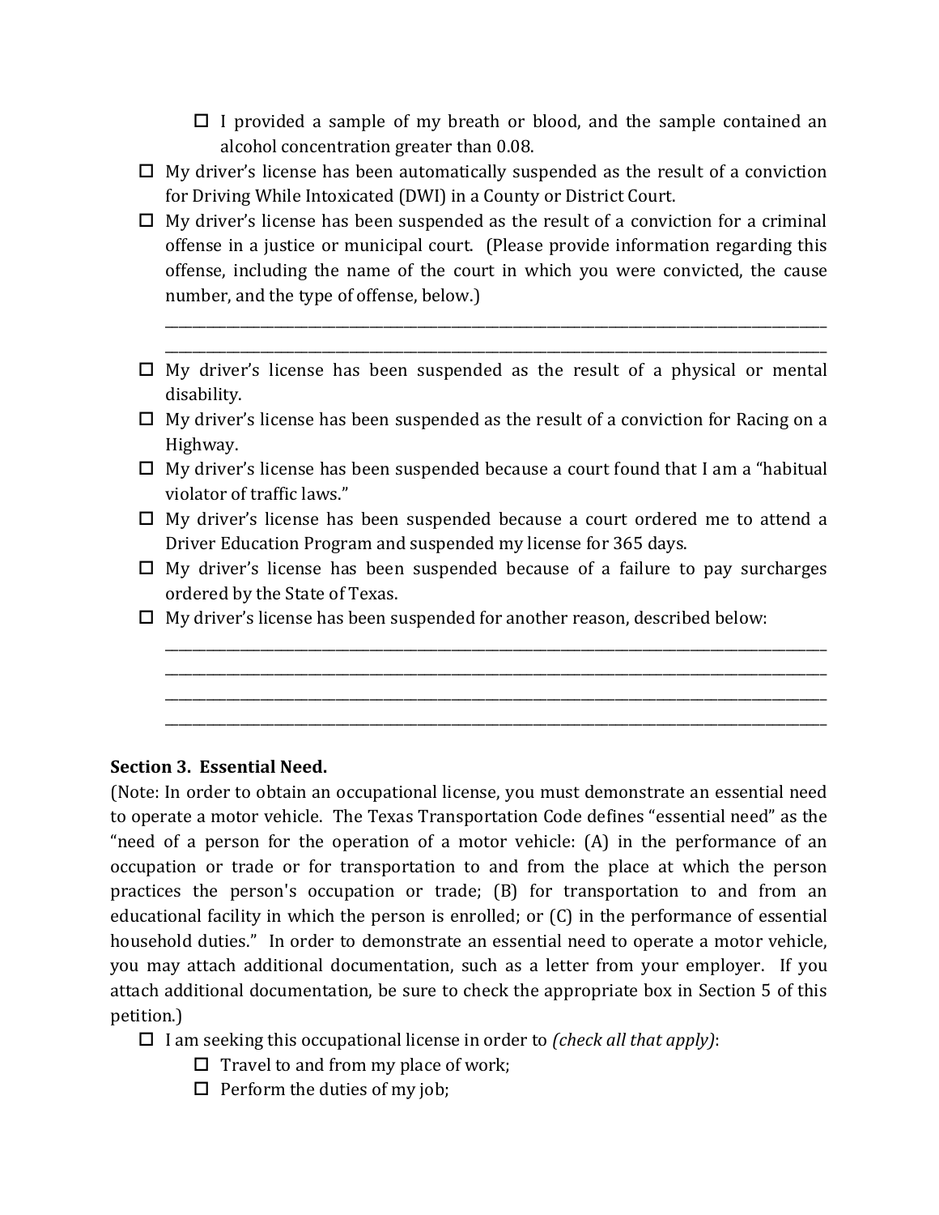- ☐ I provided a sample of my breath or blood, and the sample contained an alcohol concentration greater than 0.08.
- ☐ My driver's license has been automatically suspended as the result of a conviction for Driving While Intoxicated (DWI) in a County or District Court.
- ☐ My driver's license has been suspended as the result of a conviction for a criminal offense in a justice or municipal court. (Please provide information regarding this offense, including the name of the court in which you were convicted, the cause number, and the type of offense, below.)

  ______________________________________________________________________________
  ______________________________________________________________________________
- ☐ My driver's license has been suspended as the result of a physical or mental disability.
- ☐ My driver's license has been suspended as the result of a conviction for Racing on a Highway.
- ☐ My driver's license has been suspended because a court found that I am a "habitual violator of traffic laws."
- ☐ My driver's license has been suspended because a court ordered me to attend a Driver Education Program and suspended my license for 365 days.
- ☐ My driver's license has been suspended because of a failure to pay surcharges ordered by the State of Texas.
- ☐ My driver's license has been suspended for another reason, described below:

  ______________________________________________________________________________
  ______________________________________________________________________________
  ______________________________________________________________________________
  ______________________________________________________________________________

**Section 3. Essential Need.**

(Note: In order to obtain an occupational license, you must demonstrate an essential need to operate a motor vehicle. The Texas Transportation Code defines "essential need" as the "need of a person for the operation of a motor vehicle: (A) in the performance of an occupation or trade or for transportation to and from the place at which the person practices the person's occupation or trade; (B) for transportation to and from an educational facility in which the person is enrolled; or (C) in the performance of essential household duties." In order to demonstrate an essential need to operate a motor vehicle, you may attach additional documentation, such as a letter from your employer. If you attach additional documentation, be sure to check the appropriate box in Section 5 of this petition.)

- ☐ I am seeking this occupational license in order to *(check all that apply)*:
  - ☐ Travel to and from my place of work;
  - ☐ Perform the duties of my job;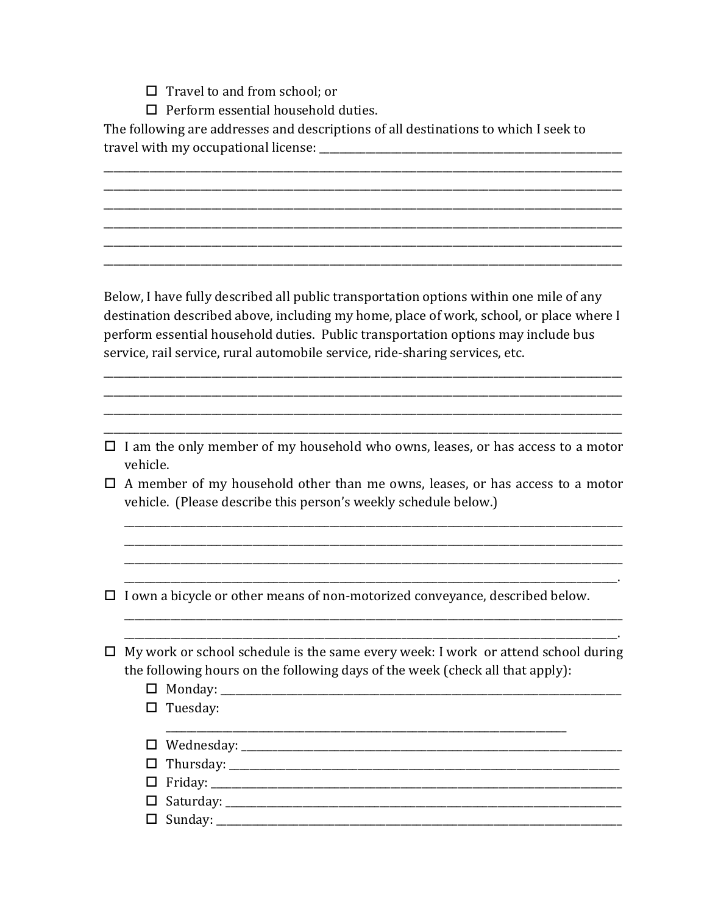- ☐ Travel to and from school; or
- ☐ Perform essential household duties.

The following are addresses and descriptions of all destinations to which I seek to travel with my occupational license: ____________________________________________
________________________________________________________________________________
________________________________________________________________________________
________________________________________________________________________________
________________________________________________________________________________
________________________________________________________________________________
________________________________________________________________________________

Below, I have fully described all public transportation options within one mile of any destination described above, including my home, place of work, school, or place where I perform essential household duties. Public transportation options may include bus service, rail service, rural automobile service, ride-sharing services, etc.

________________________________________________________________________________
________________________________________________________________________________
________________________________________________________________________________
________________________________________________________________________________

- ☐ I am the only member of my household who owns, leases, or has access to a motor vehicle.
- ☐ A member of my household other than me owns, leases, or has access to a motor vehicle. (Please describe this person's weekly schedule below.)

  ______________________________________________________________________________
  ______________________________________________________________________________
  ______________________________________________________________________________
  ______________________________________________________________________________.

- ☐ I own a bicycle or other means of non-motorized conveyance, described below.

  ______________________________________________________________________________
  ______________________________________________________________________________.

- ☐ My work or school schedule is the same every week: I work or attend school during the following hours on the following days of the week (check all that apply):
  - ☐ Monday: ____________________________________________________________
  - ☐ Tuesday: ____________________________________________________________
  - ☐ Wednesday: __________________________________________________________
  - ☐ Thursday: ___________________________________________________________
  - ☐ Friday: _____________________________________________________________
  - ☐ Saturday: ___________________________________________________________
  - ☐ Sunday: _____________________________________________________________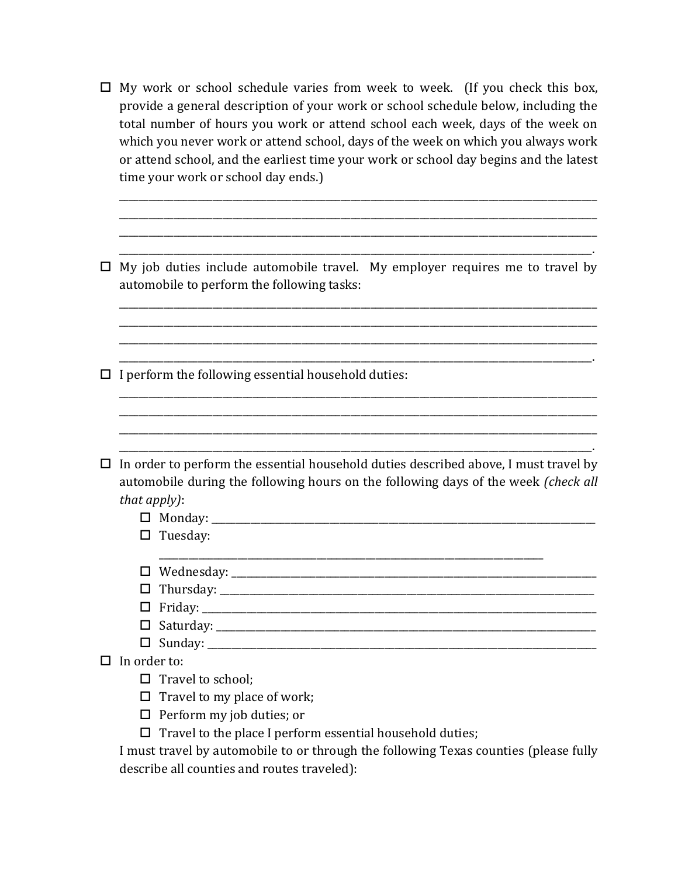- ☐ My work or school schedule varies from week to week. (If you check this box, provide a general description of your work or school schedule below, including the total number of hours you work or attend school each week, days of the week on which you never work or attend school, days of the week on which you always work or attend school, and the earliest time your work or school day begins and the latest time your work or school day ends.)

  ______________________________________________________________________________
  ______________________________________________________________________________
  ______________________________________________________________________________
  ______________________________________________________________________________.

- ☐ My job duties include automobile travel. My employer requires me to travel by automobile to perform the following tasks:

  ______________________________________________________________________________
  ______________________________________________________________________________
  ______________________________________________________________________________
  ______________________________________________________________________________.

- ☐ I perform the following essential household duties:

  ______________________________________________________________________________
  ______________________________________________________________________________
  ______________________________________________________________________________
  ______________________________________________________________________________.

- ☐ In order to perform the essential household duties described above, I must travel by automobile during the following hours on the following days of the week *(check all that apply)*:
  - ☐ Monday: ____________________________________________________________
  - ☐ Tuesday: ____________________________________________________________
  - ☐ Wednesday: __________________________________________________________
  - ☐ Thursday: ___________________________________________________________
  - ☐ Friday: _____________________________________________________________
  - ☐ Saturday: ___________________________________________________________
  - ☐ Sunday: _____________________________________________________________

- ☐ In order to:
  - ☐ Travel to school;
  - ☐ Travel to my place of work;
  - ☐ Perform my job duties; or
  - ☐ Travel to the place I perform essential household duties;

  I must travel by automobile to or through the following Texas counties (please fully describe all counties and routes traveled):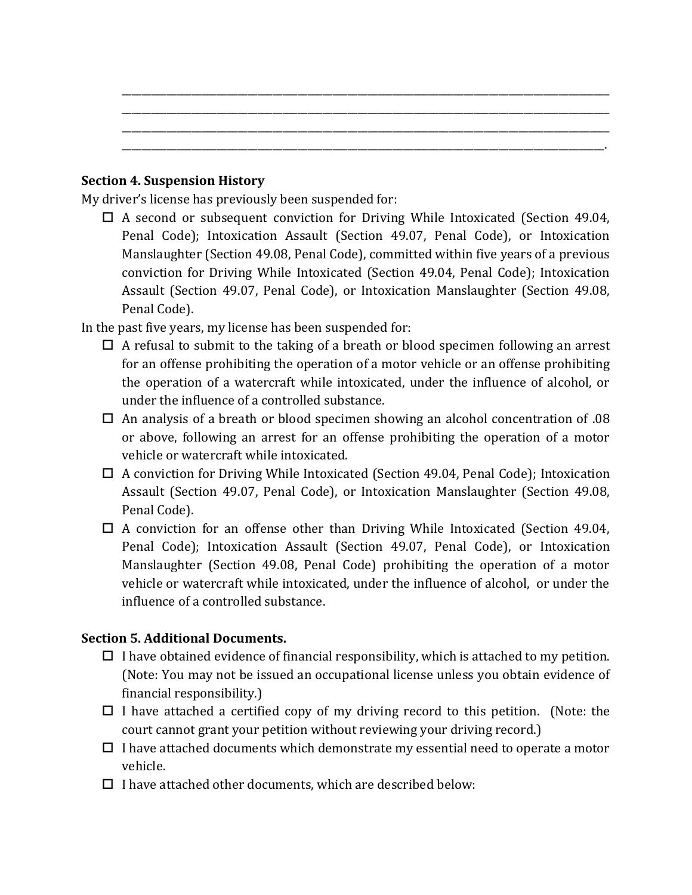\_\_\_\_\_\_\_\_\_\_\_\_\_\_\_\_\_\_\_\_\_\_\_\_\_\_\_\_\_\_\_\_\_\_\_\_\_\_\_\_\_\_\_\_\_\_\_\_\_\_\_\_\_\_\_\_\_\_\_\_\_\_\_\_\_\_\_\_\_\_\_\_\_\_\_\_\_\_\_\_
\_\_\_\_\_\_\_\_\_\_\_\_\_\_\_\_\_\_\_\_\_\_\_\_\_\_\_\_\_\_\_\_\_\_\_\_\_\_\_\_\_\_\_\_\_\_\_\_\_\_\_\_\_\_\_\_\_\_\_\_\_\_\_\_\_\_\_\_\_\_\_\_\_\_\_\_\_\_\_\_
\_\_\_\_\_\_\_\_\_\_\_\_\_\_\_\_\_\_\_\_\_\_\_\_\_\_\_\_\_\_\_\_\_\_\_\_\_\_\_\_\_\_\_\_\_\_\_\_\_\_\_\_\_\_\_\_\_\_\_\_\_\_\_\_\_\_\_\_\_\_\_\_\_\_\_\_\_\_\_\_
\_\_\_\_\_\_\_\_\_\_\_\_\_\_\_\_\_\_\_\_\_\_\_\_\_\_\_\_\_\_\_\_\_\_\_\_\_\_\_\_\_\_\_\_\_\_\_\_\_\_\_\_\_\_\_\_\_\_\_\_\_\_\_\_\_\_\_\_\_\_\_\_\_\_\_\_\_\_\_.

**Section 4. Suspension History**

My driver's license has previously been suspended for:

- ☐ A second or subsequent conviction for Driving While Intoxicated (Section 49.04, Penal Code); Intoxication Assault (Section 49.07, Penal Code), or Intoxication Manslaughter (Section 49.08, Penal Code), committed within five years of a previous conviction for Driving While Intoxicated (Section 49.04, Penal Code); Intoxication Assault (Section 49.07, Penal Code), or Intoxication Manslaughter (Section 49.08, Penal Code).

In the past five years, my license has been suspended for:

- ☐ A refusal to submit to the taking of a breath or blood specimen following an arrest for an offense prohibiting the operation of a motor vehicle or an offense prohibiting the operation of a watercraft while intoxicated, under the influence of alcohol, or under the influence of a controlled substance.
- ☐ An analysis of a breath or blood specimen showing an alcohol concentration of .08 or above, following an arrest for an offense prohibiting the operation of a motor vehicle or watercraft while intoxicated.
- ☐ A conviction for Driving While Intoxicated (Section 49.04, Penal Code); Intoxication Assault (Section 49.07, Penal Code), or Intoxication Manslaughter (Section 49.08, Penal Code).
- ☐ A conviction for an offense other than Driving While Intoxicated (Section 49.04, Penal Code); Intoxication Assault (Section 49.07, Penal Code), or Intoxication Manslaughter (Section 49.08, Penal Code) prohibiting the operation of a motor vehicle or watercraft while intoxicated, under the influence of alcohol, or under the influence of a controlled substance.

**Section 5. Additional Documents.**

- ☐ I have obtained evidence of financial responsibility, which is attached to my petition. (Note: You may not be issued an occupational license unless you obtain evidence of financial responsibility.)
- ☐ I have attached a certified copy of my driving record to this petition. (Note: the court cannot grant your petition without reviewing your driving record.)
- ☐ I have attached documents which demonstrate my essential need to operate a motor vehicle.
- ☐ I have attached other documents, which are described below: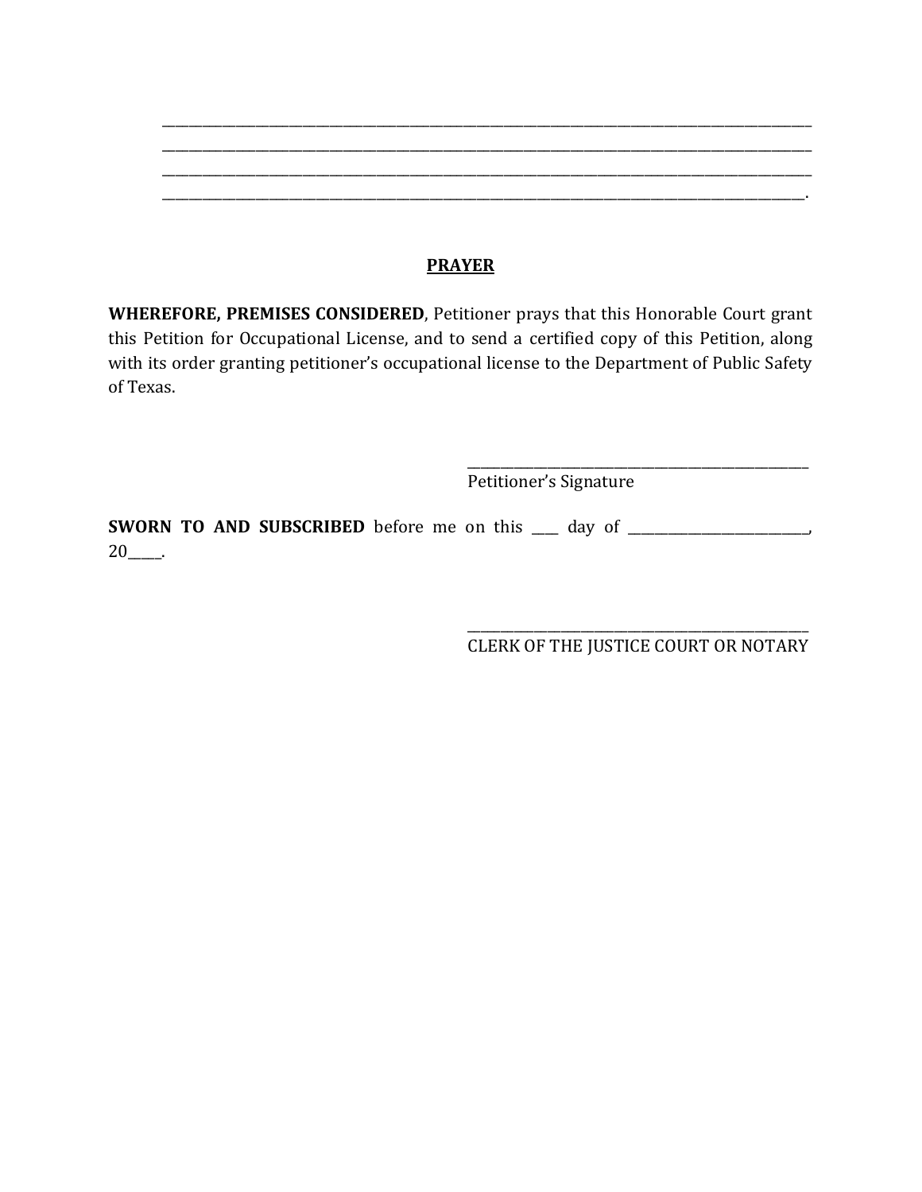\_\_\_\_\_\_\_\_\_\_\_\_\_\_\_\_\_\_\_\_\_\_\_\_\_\_\_\_\_\_\_\_\_\_\_\_\_\_\_\_\_\_\_\_\_\_\_\_\_\_\_\_\_\_\_\_\_\_\_\_\_\_\_\_\_\_\_\_\_\_\_\_\_\_\_\_\_\_\_\_\_\_\_\_\_\_\_\_\_\_
\_\_\_\_\_\_\_\_\_\_\_\_\_\_\_\_\_\_\_\_\_\_\_\_\_\_\_\_\_\_\_\_\_\_\_\_\_\_\_\_\_\_\_\_\_\_\_\_\_\_\_\_\_\_\_\_\_\_\_\_\_\_\_\_\_\_\_\_\_\_\_\_\_\_\_\_\_\_\_\_\_\_\_\_\_\_\_\_\_\_
\_\_\_\_\_\_\_\_\_\_\_\_\_\_\_\_\_\_\_\_\_\_\_\_\_\_\_\_\_\_\_\_\_\_\_\_\_\_\_\_\_\_\_\_\_\_\_\_\_\_\_\_\_\_\_\_\_\_\_\_\_\_\_\_\_\_\_\_\_\_\_\_\_\_\_\_\_\_\_\_\_\_\_\_\_\_\_\_\_\_
\_\_\_\_\_\_\_\_\_\_\_\_\_\_\_\_\_\_\_\_\_\_\_\_\_\_\_\_\_\_\_\_\_\_\_\_\_\_\_\_\_\_\_\_\_\_\_\_\_\_\_\_\_\_\_\_\_\_\_\_\_\_\_\_\_\_\_\_\_\_\_\_\_\_\_\_\_\_\_\_\_\_\_\_\_\_\_\_\_.

## PRAYER

**WHEREFORE, PREMISES CONSIDERED**, Petitioner prays that this Honorable Court grant this Petition for Occupational License, and to send a certified copy of this Petition, along with its order granting petitioner's occupational license to the Department of Public Safety of Texas.

\_\_\_\_\_\_\_\_\_\_\_\_\_\_\_\_\_\_\_\_\_\_\_\_\_\_\_\_\_\_\_\_\_\_\_\_\_\_\_\_\_\_\_\_\_\_\_\_\_
Petitioner's Signature

**SWORN TO AND SUBSCRIBED** before me on this \_\_\_\_ day of \_\_\_\_\_\_\_\_\_\_\_\_\_\_\_\_\_\_\_\_\_\_\_\_\_\_, 20\_\_\_\_\_.

\_\_\_\_\_\_\_\_\_\_\_\_\_\_\_\_\_\_\_\_\_\_\_\_\_\_\_\_\_\_\_\_\_\_\_\_\_\_\_\_\_\_\_\_\_\_\_\_\_
CLERK OF THE JUSTICE COURT OR NOTARY